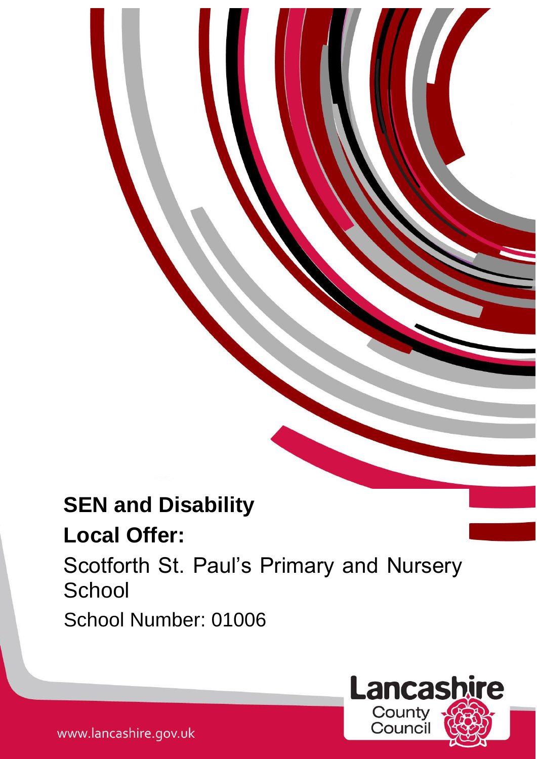# SEN and Disability

## Local Offer:

Scotforth St. Paul's Primary and Nursery School

School Number: 01006

Lancashire County Council

www.lancashire.gov.uk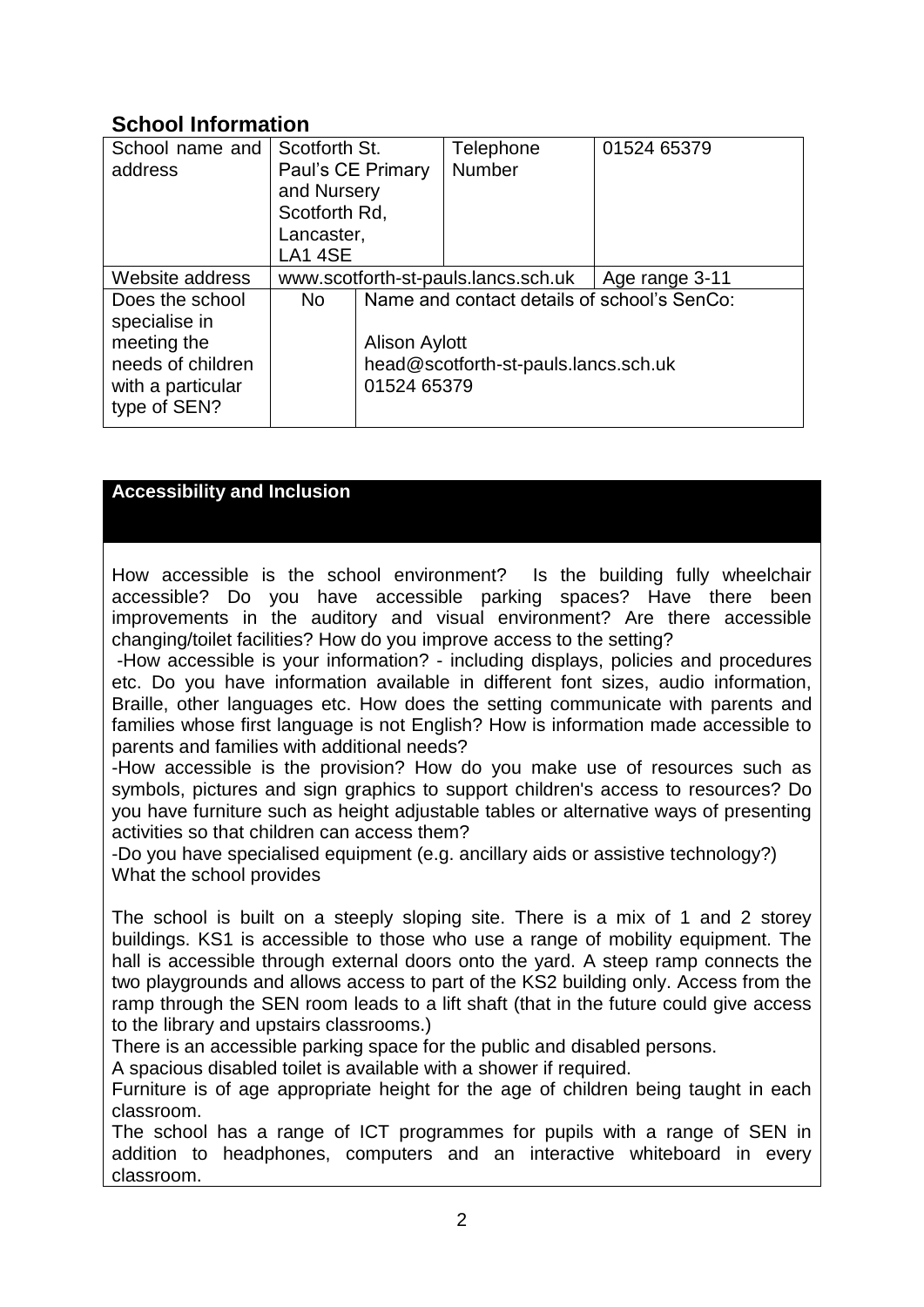## School Information

| School name and address | Scotforth St. Paul's CE Primary and Nursery Scotforth Rd, Lancaster, LA1 4SE | | Telephone Number | 01524 65379 |
|---|---|---|---|---|
| Website address | www.scotforth-st-pauls.lancs.sch.uk | | | Age range 3-11 |
| Does the school specialise in meeting the needs of children with a particular type of SEN? | No | Name and contact details of school's SenCo:<br><br>Alison Aylott<br>head@scotforth-st-pauls.lancs.sch.uk<br>01524 65379 | | |

| **Accessibility and Inclusion** |
|---|
| How accessible is the school environment? Is the building fully wheelchair accessible? Do you have accessible parking spaces? Have there been improvements in the auditory and visual environment? Are there accessible changing/toilet facilities? How do you improve access to the setting?<br>-How accessible is your information? - including displays, policies and procedures etc. Do you have information available in different font sizes, audio information, Braille, other languages etc. How does the setting communicate with parents and families whose first language is not English? How is information made accessible to parents and families with additional needs?<br>-How accessible is the provision? How do you make use of resources such as symbols, pictures and sign graphics to support children's access to resources? Do you have furniture such as height adjustable tables or alternative ways of presenting activities so that children can access them?<br>-Do you have specialised equipment (e.g. ancillary aids or assistive technology?)<br>What the school provides<br><br>The school is built on a steeply sloping site. There is a mix of 1 and 2 storey buildings. KS1 is accessible to those who use a range of mobility equipment. The hall is accessible through external doors onto the yard. A steep ramp connects the two playgrounds and allows access to part of the KS2 building only. Access from the ramp through the SEN room leads to a lift shaft (that in the future could give access to the library and upstairs classrooms.)<br>There is an accessible parking space for the public and disabled persons.<br>A spacious disabled toilet is available with a shower if required.<br>Furniture is of age appropriate height for the age of children being taught in each classroom.<br>The school has a range of ICT programmes for pupils with a range of SEN in addition to headphones, computers and an interactive whiteboard in every classroom. |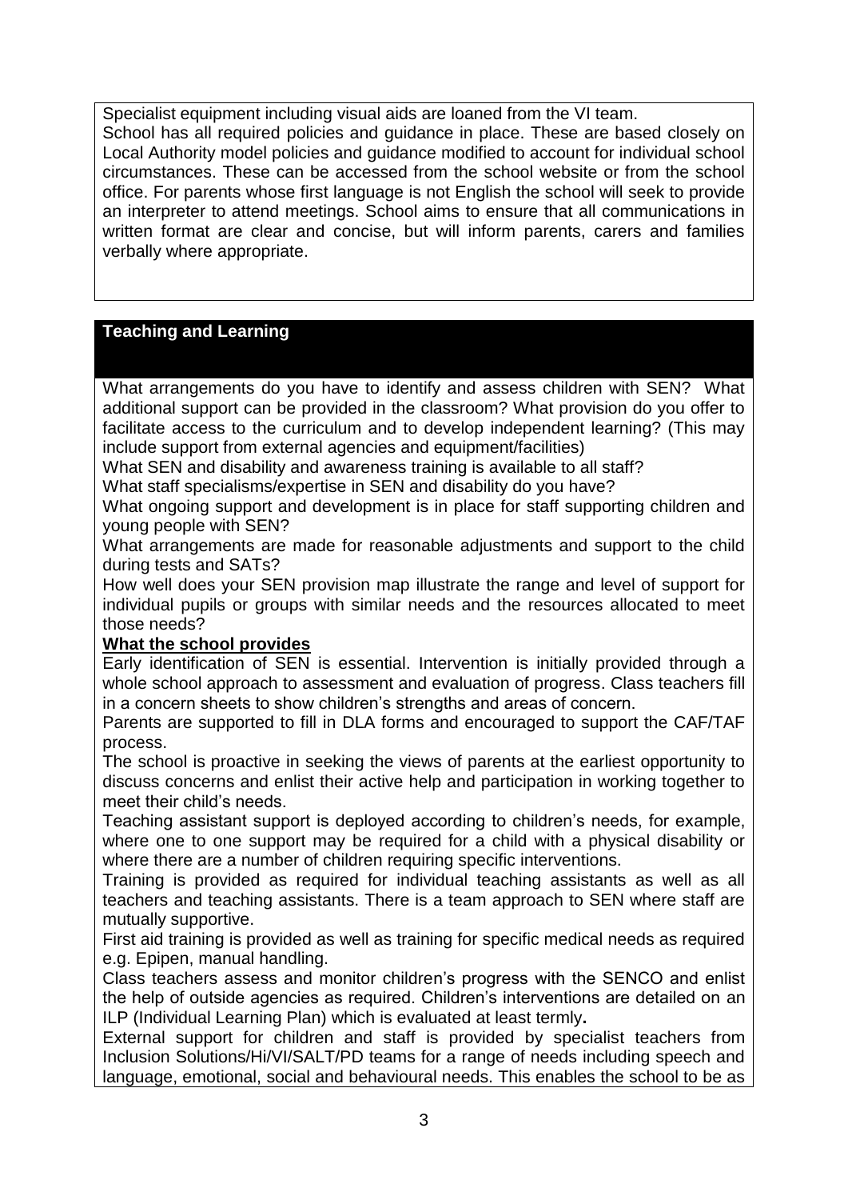Specialist equipment including visual aids are loaned from the VI team.
School has all required policies and guidance in place. These are based closely on Local Authority model policies and guidance modified to account for individual school circumstances. These can be accessed from the school website or from the school office. For parents whose first language is not English the school will seek to provide an interpreter to attend meetings. School aims to ensure that all communications in written format are clear and concise, but will inform parents, carers and families verbally where appropriate.

## Teaching and Learning

What arrangements do you have to identify and assess children with SEN? What additional support can be provided in the classroom? What provision do you offer to facilitate access to the curriculum and to develop independent learning? (This may include support from external agencies and equipment/facilities)
What SEN and disability and awareness training is available to all staff?
What staff specialisms/expertise in SEN and disability do you have?
What ongoing support and development is in place for staff supporting children and young people with SEN?
What arrangements are made for reasonable adjustments and support to the child during tests and SATs?
How well does your SEN provision map illustrate the range and level of support for individual pupils or groups with similar needs and the resources allocated to meet those needs?

**What the school provides**

Early identification of SEN is essential. Intervention is initially provided through a whole school approach to assessment and evaluation of progress. Class teachers fill in a concern sheets to show children's strengths and areas of concern.
Parents are supported to fill in DLA forms and encouraged to support the CAF/TAF process.
The school is proactive in seeking the views of parents at the earliest opportunity to discuss concerns and enlist their active help and participation in working together to meet their child's needs.
Teaching assistant support is deployed according to children's needs, for example, where one to one support may be required for a child with a physical disability or where there are a number of children requiring specific interventions.
Training is provided as required for individual teaching assistants as well as all teachers and teaching assistants. There is a team approach to SEN where staff are mutually supportive.
First aid training is provided as well as training for specific medical needs as required e.g. Epipen, manual handling.
Class teachers assess and monitor children's progress with the SENCO and enlist the help of outside agencies as required. Children's interventions are detailed on an ILP (Individual Learning Plan) which is evaluated at least termly**.**
External support for children and staff is provided by specialist teachers from Inclusion Solutions/Hi/VI/SALT/PD teams for a range of needs including speech and language, emotional, social and behavioural needs. This enables the school to be as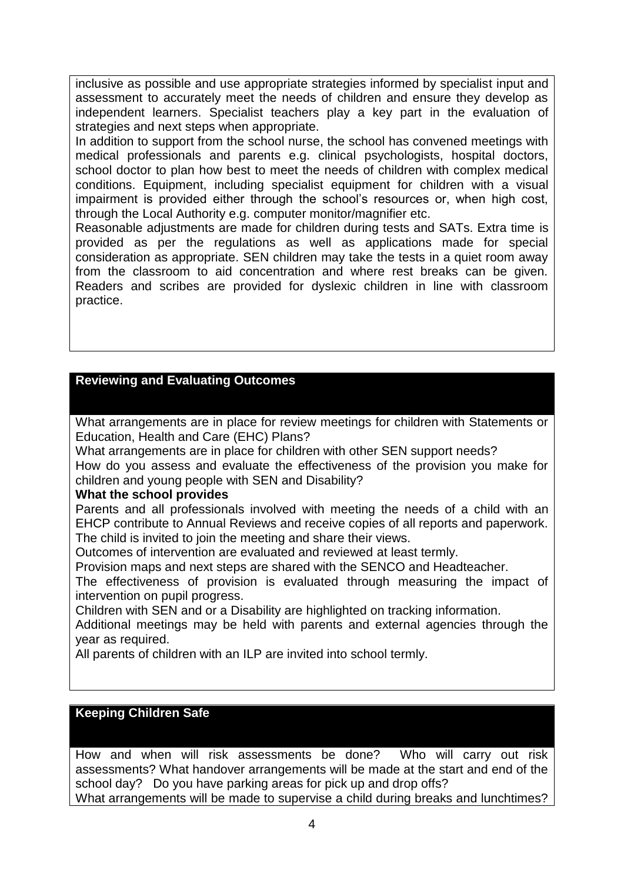inclusive as possible and use appropriate strategies informed by specialist input and assessment to accurately meet the needs of children and ensure they develop as independent learners. Specialist teachers play a key part in the evaluation of strategies and next steps when appropriate.

In addition to support from the school nurse, the school has convened meetings with medical professionals and parents e.g. clinical psychologists, hospital doctors, school doctor to plan how best to meet the needs of children with complex medical conditions. Equipment, including specialist equipment for children with a visual impairment is provided either through the school's resources or, when high cost, through the Local Authority e.g. computer monitor/magnifier etc.

Reasonable adjustments are made for children during tests and SATs. Extra time is provided as per the regulations as well as applications made for special consideration as appropriate. SEN children may take the tests in a quiet room away from the classroom to aid concentration and where rest breaks can be given. Readers and scribes are provided for dyslexic children in line with classroom practice.

## Reviewing and Evaluating Outcomes

What arrangements are in place for review meetings for children with Statements or Education, Health and Care (EHC) Plans?

What arrangements are in place for children with other SEN support needs?

How do you assess and evaluate the effectiveness of the provision you make for children and young people with SEN and Disability?

**What the school provides**

Parents and all professionals involved with meeting the needs of a child with an EHCP contribute to Annual Reviews and receive copies of all reports and paperwork. The child is invited to join the meeting and share their views.

Outcomes of intervention are evaluated and reviewed at least termly.

Provision maps and next steps are shared with the SENCO and Headteacher.

The effectiveness of provision is evaluated through measuring the impact of intervention on pupil progress.

Children with SEN and or a Disability are highlighted on tracking information.

Additional meetings may be held with parents and external agencies through the year as required.

All parents of children with an ILP are invited into school termly.

## Keeping Children Safe

How and when will risk assessments be done? Who will carry out risk assessments? What handover arrangements will be made at the start and end of the school day? Do you have parking areas for pick up and drop offs?

What arrangements will be made to supervise a child during breaks and lunchtimes?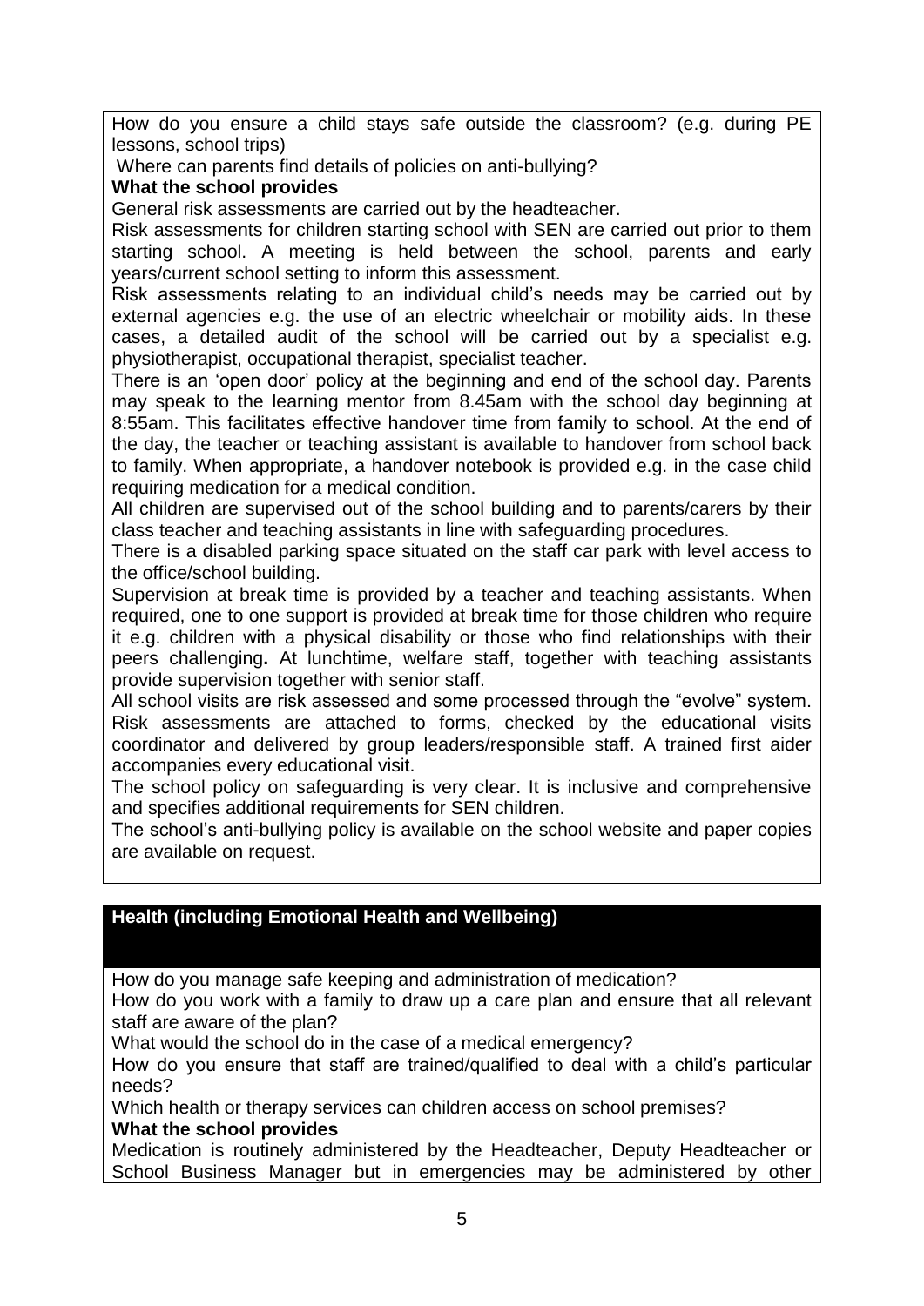How do you ensure a child stays safe outside the classroom? (e.g. during PE lessons, school trips)

Where can parents find details of policies on anti-bullying?

**What the school provides**

General risk assessments are carried out by the headteacher.

Risk assessments for children starting school with SEN are carried out prior to them starting school. A meeting is held between the school, parents and early years/current school setting to inform this assessment.

Risk assessments relating to an individual child's needs may be carried out by external agencies e.g. the use of an electric wheelchair or mobility aids. In these cases, a detailed audit of the school will be carried out by a specialist e.g. physiotherapist, occupational therapist, specialist teacher.

There is an 'open door' policy at the beginning and end of the school day. Parents may speak to the learning mentor from 8.45am with the school day beginning at 8:55am. This facilitates effective handover time from family to school. At the end of the day, the teacher or teaching assistant is available to handover from school back to family. When appropriate, a handover notebook is provided e.g. in the case child requiring medication for a medical condition.

All children are supervised out of the school building and to parents/carers by their class teacher and teaching assistants in line with safeguarding procedures.

There is a disabled parking space situated on the staff car park with level access to the office/school building.

Supervision at break time is provided by a teacher and teaching assistants. When required, one to one support is provided at break time for those children who require it e.g. children with a physical disability or those who find relationships with their peers challenging**.** At lunchtime, welfare staff, together with teaching assistants provide supervision together with senior staff.

All school visits are risk assessed and some processed through the "evolve" system. Risk assessments are attached to forms, checked by the educational visits coordinator and delivered by group leaders/responsible staff. A trained first aider accompanies every educational visit.

The school policy on safeguarding is very clear. It is inclusive and comprehensive and specifies additional requirements for SEN children.

The school's anti-bullying policy is available on the school website and paper copies are available on request.

## Health (including Emotional Health and Wellbeing)

How do you manage safe keeping and administration of medication?

How do you work with a family to draw up a care plan and ensure that all relevant staff are aware of the plan?

What would the school do in the case of a medical emergency?

How do you ensure that staff are trained/qualified to deal with a child's particular needs?

Which health or therapy services can children access on school premises?

**What the school provides**

Medication is routinely administered by the Headteacher, Deputy Headteacher or School Business Manager but in emergencies may be administered by other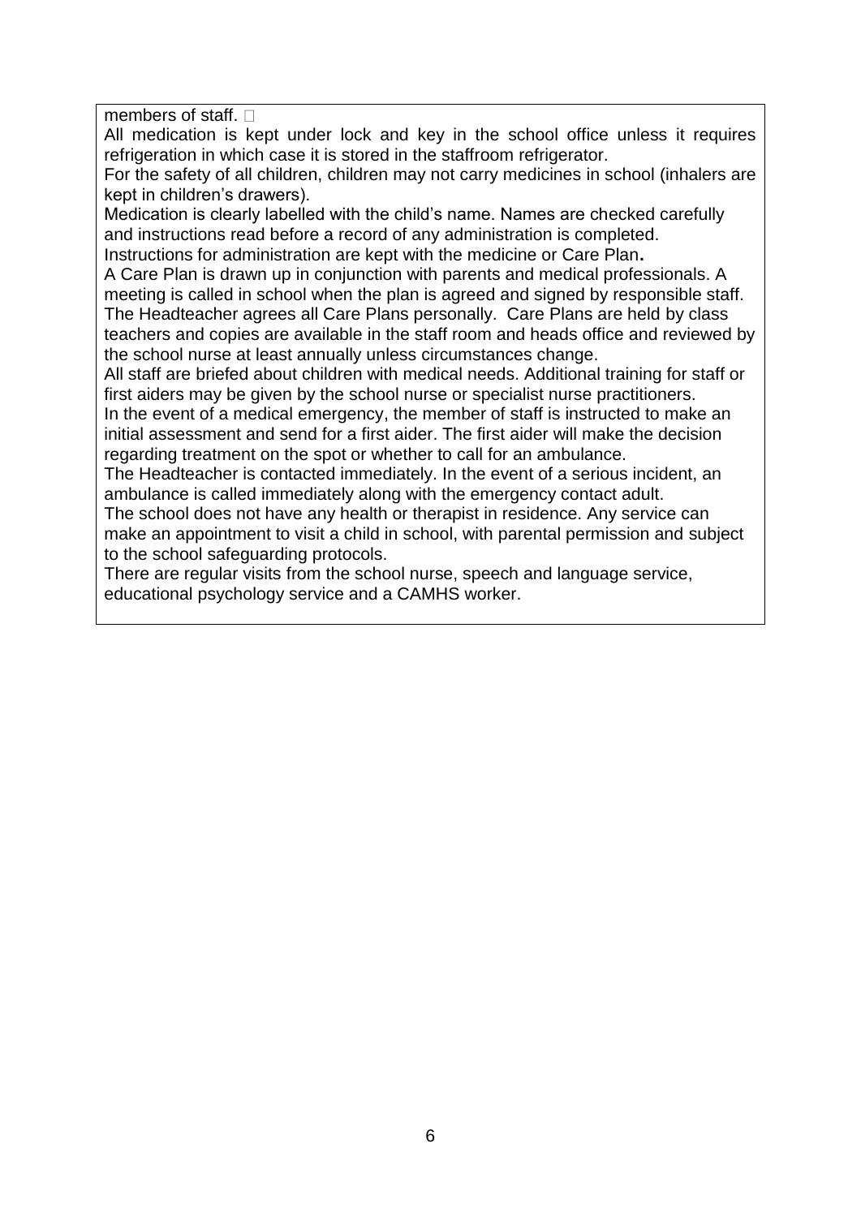members of staff. 

All medication is kept under lock and key in the school office unless it requires refrigeration in which case it is stored in the staffroom refrigerator.

For the safety of all children, children may not carry medicines in school (inhalers are kept in children's drawers).

Medication is clearly labelled with the child's name. Names are checked carefully and instructions read before a record of any administration is completed.

Instructions for administration are kept with the medicine or Care Plan**.**

A Care Plan is drawn up in conjunction with parents and medical professionals. A meeting is called in school when the plan is agreed and signed by responsible staff. The Headteacher agrees all Care Plans personally. Care Plans are held by class teachers and copies are available in the staff room and heads office and reviewed by the school nurse at least annually unless circumstances change.

All staff are briefed about children with medical needs. Additional training for staff or first aiders may be given by the school nurse or specialist nurse practitioners.

In the event of a medical emergency, the member of staff is instructed to make an initial assessment and send for a first aider. The first aider will make the decision regarding treatment on the spot or whether to call for an ambulance.

The Headteacher is contacted immediately. In the event of a serious incident, an ambulance is called immediately along with the emergency contact adult.

The school does not have any health or therapist in residence. Any service can make an appointment to visit a child in school, with parental permission and subject to the school safeguarding protocols.

There are regular visits from the school nurse, speech and language service, educational psychology service and a CAMHS worker.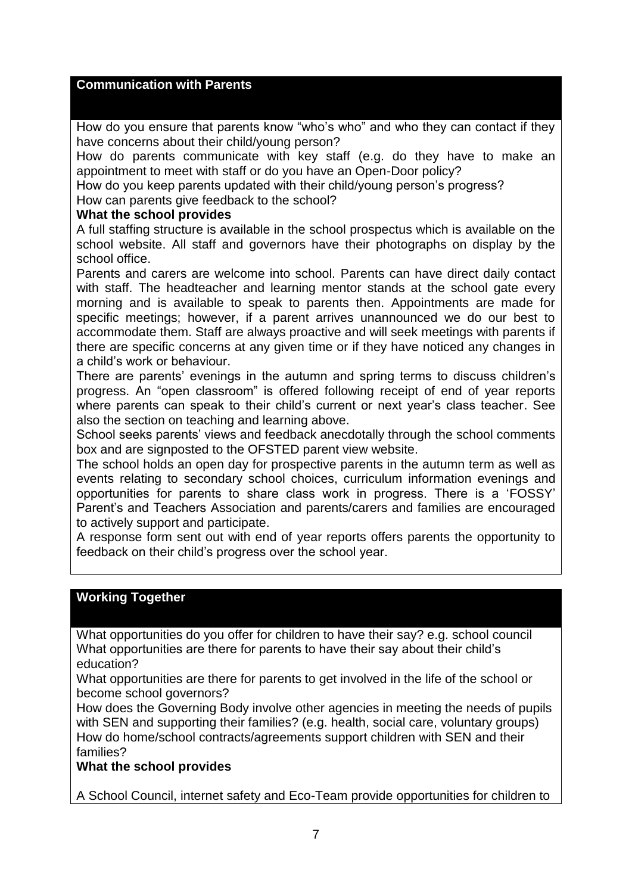## Communication with Parents

How do you ensure that parents know “who’s who” and who they can contact if they have concerns about their child/young person?

How do parents communicate with key staff (e.g. do they have to make an appointment to meet with staff or do you have an Open-Door policy?

How do you keep parents updated with their child/young person’s progress?

How can parents give feedback to the school?

**What the school provides**

A full staffing structure is available in the school prospectus which is available on the school website. All staff and governors have their photographs on display by the school office.

Parents and carers are welcome into school. Parents can have direct daily contact with staff. The headteacher and learning mentor stands at the school gate every morning and is available to speak to parents then. Appointments are made for specific meetings; however, if a parent arrives unannounced we do our best to accommodate them. Staff are always proactive and will seek meetings with parents if there are specific concerns at any given time or if they have noticed any changes in a child’s work or behaviour.

There are parents’ evenings in the autumn and spring terms to discuss children’s progress. An “open classroom” is offered following receipt of end of year reports where parents can speak to their child’s current or next year’s class teacher. See also the section on teaching and learning above.

School seeks parents’ views and feedback anecdotally through the school comments box and are signposted to the OFSTED parent view website.

The school holds an open day for prospective parents in the autumn term as well as events relating to secondary school choices, curriculum information evenings and opportunities for parents to share class work in progress. There is a ‘FOSSY’ Parent’s and Teachers Association and parents/carers and families are encouraged to actively support and participate.

A response form sent out with end of year reports offers parents the opportunity to feedback on their child’s progress over the school year.

## Working Together

What opportunities do you offer for children to have their say? e.g. school council

What opportunities are there for parents to have their say about their child’s education?

What opportunities are there for parents to get involved in the life of the school or become school governors?

How does the Governing Body involve other agencies in meeting the needs of pupils with SEN and supporting their families? (e.g. health, social care, voluntary groups)

How do home/school contracts/agreements support children with SEN and their families?

**What the school provides**

A School Council, internet safety and Eco-Team provide opportunities for children to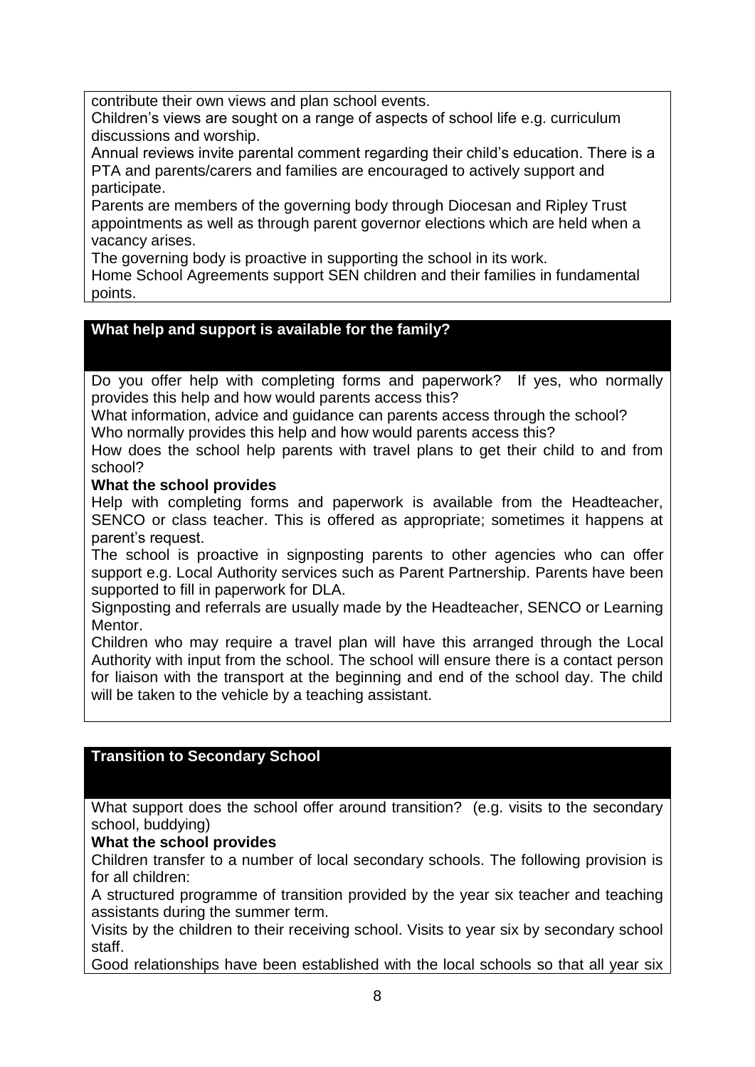contribute their own views and plan school events.

Children's views are sought on a range of aspects of school life e.g. curriculum discussions and worship.

Annual reviews invite parental comment regarding their child's education. There is a PTA and parents/carers and families are encouraged to actively support and participate.

Parents are members of the governing body through Diocesan and Ripley Trust appointments as well as through parent governor elections which are held when a vacancy arises.

The governing body is proactive in supporting the school in its work.

Home School Agreements support SEN children and their families in fundamental points.

## What help and support is available for the family?

Do you offer help with completing forms and paperwork? If yes, who normally provides this help and how would parents access this?

What information, advice and guidance can parents access through the school? Who normally provides this help and how would parents access this?

How does the school help parents with travel plans to get their child to and from school?

**What the school provides**

Help with completing forms and paperwork is available from the Headteacher, SENCO or class teacher. This is offered as appropriate; sometimes it happens at parent's request.

The school is proactive in signposting parents to other agencies who can offer support e.g. Local Authority services such as Parent Partnership. Parents have been supported to fill in paperwork for DLA.

Signposting and referrals are usually made by the Headteacher, SENCO or Learning Mentor.

Children who may require a travel plan will have this arranged through the Local Authority with input from the school. The school will ensure there is a contact person for liaison with the transport at the beginning and end of the school day. The child will be taken to the vehicle by a teaching assistant.

## Transition to Secondary School

What support does the school offer around transition? (e.g. visits to the secondary school, buddying)

**What the school provides**

Children transfer to a number of local secondary schools. The following provision is for all children:

A structured programme of transition provided by the year six teacher and teaching assistants during the summer term.

Visits by the children to their receiving school. Visits to year six by secondary school staff.

Good relationships have been established with the local schools so that all year six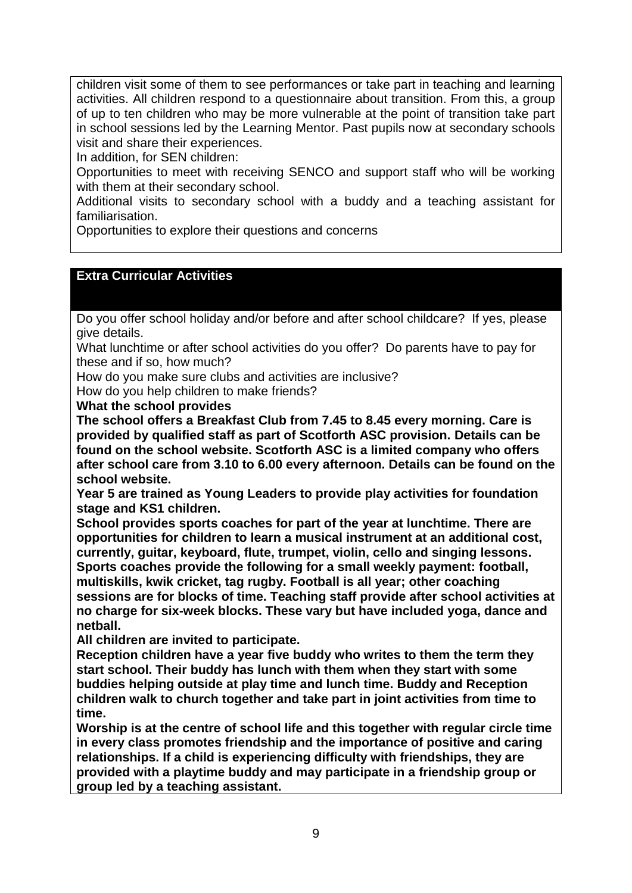children visit some of them to see performances or take part in teaching and learning activities. All children respond to a questionnaire about transition. From this, a group of up to ten children who may be more vulnerable at the point of transition take part in school sessions led by the Learning Mentor. Past pupils now at secondary schools visit and share their experiences.

In addition, for SEN children:

Opportunities to meet with receiving SENCO and support staff who will be working with them at their secondary school.

Additional visits to secondary school with a buddy and a teaching assistant for familiarisation.

Opportunities to explore their questions and concerns

## Extra Curricular Activities

Do you offer school holiday and/or before and after school childcare? If yes, please give details.

What lunchtime or after school activities do you offer? Do parents have to pay for these and if so, how much?

How do you make sure clubs and activities are inclusive?

How do you help children to make friends?

**What the school provides**

**The school offers a Breakfast Club from 7.45 to 8.45 every morning. Care is provided by qualified staff as part of Scotforth ASC provision. Details can be found on the school website. Scotforth ASC is a limited company who offers after school care from 3.10 to 6.00 every afternoon. Details can be found on the school website.**

**Year 5 are trained as Young Leaders to provide play activities for foundation stage and KS1 children.**

**School provides sports coaches for part of the year at lunchtime. There are opportunities for children to learn a musical instrument at an additional cost, currently, guitar, keyboard, flute, trumpet, violin, cello and singing lessons. Sports coaches provide the following for a small weekly payment: football, multiskills, kwik cricket, tag rugby. Football is all year; other coaching sessions are for blocks of time. Teaching staff provide after school activities at no charge for six-week blocks. These vary but have included yoga, dance and netball.**

**All children are invited to participate.**

**Reception children have a year five buddy who writes to them the term they start school. Their buddy has lunch with them when they start with some buddies helping outside at play time and lunch time. Buddy and Reception children walk to church together and take part in joint activities from time to time.**

**Worship is at the centre of school life and this together with regular circle time in every class promotes friendship and the importance of positive and caring relationships. If a child is experiencing difficulty with friendships, they are provided with a playtime buddy and may participate in a friendship group or group led by a teaching assistant.**